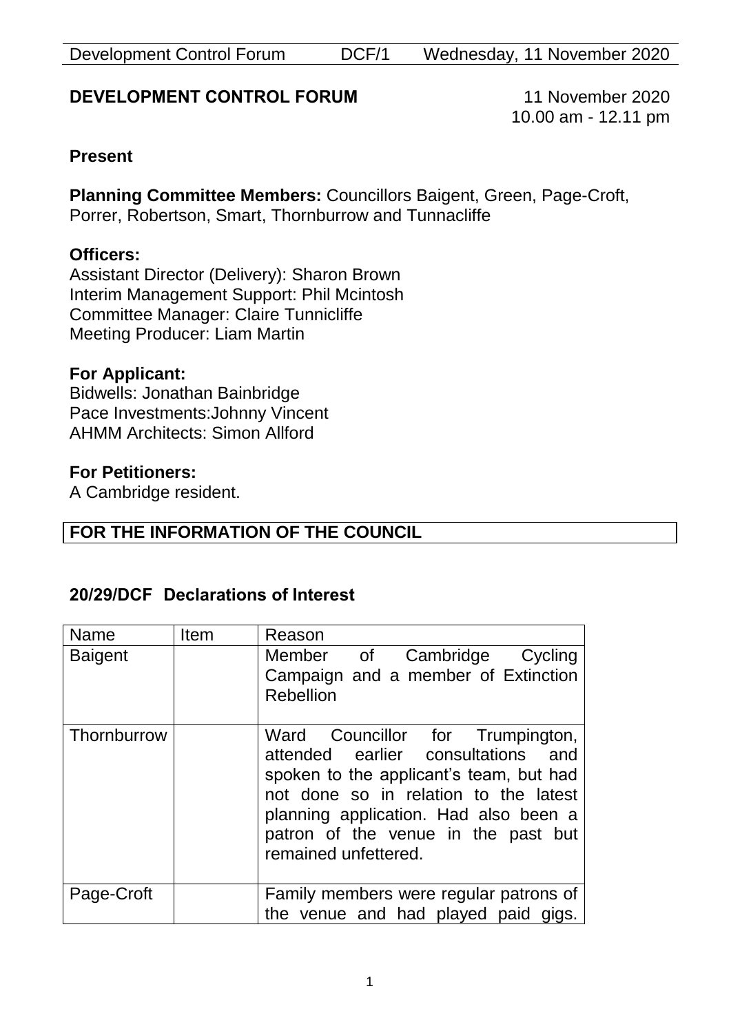## DEVELOPMENT CONTROL FORUM

11 November 2020
10.00 am - 12.11 pm

**Present**

**Planning Committee Members:** Councillors Baigent, Green, Page-Croft, Porrer, Robertson, Smart, Thornburrow and Tunnacliffe

**Officers:**
Assistant Director (Delivery): Sharon Brown
Interim Management Support: Phil Mcintosh
Committee Manager: Claire Tunnicliffe
Meeting Producer: Liam Martin

**For Applicant:**
Bidwells: Jonathan Bainbridge
Pace Investments:Johnny Vincent
AHMM Architects: Simon Allford

**For Petitioners:**
A Cambridge resident.

**FOR THE INFORMATION OF THE COUNCIL**

### 20/29/DCF Declarations of Interest

| Name | Item | Reason |
| --- | --- | --- |
| Baigent | | Member of Cambridge Cycling Campaign and a member of Extinction Rebellion |
| Thornburrow | | Ward Councillor for Trumpington, attended earlier consultations and spoken to the applicant's team, but had not done so in relation to the latest planning application. Had also been a patron of the venue in the past but remained unfettered. |
| Page-Croft | | Family members were regular patrons of the venue and had played paid gigs. |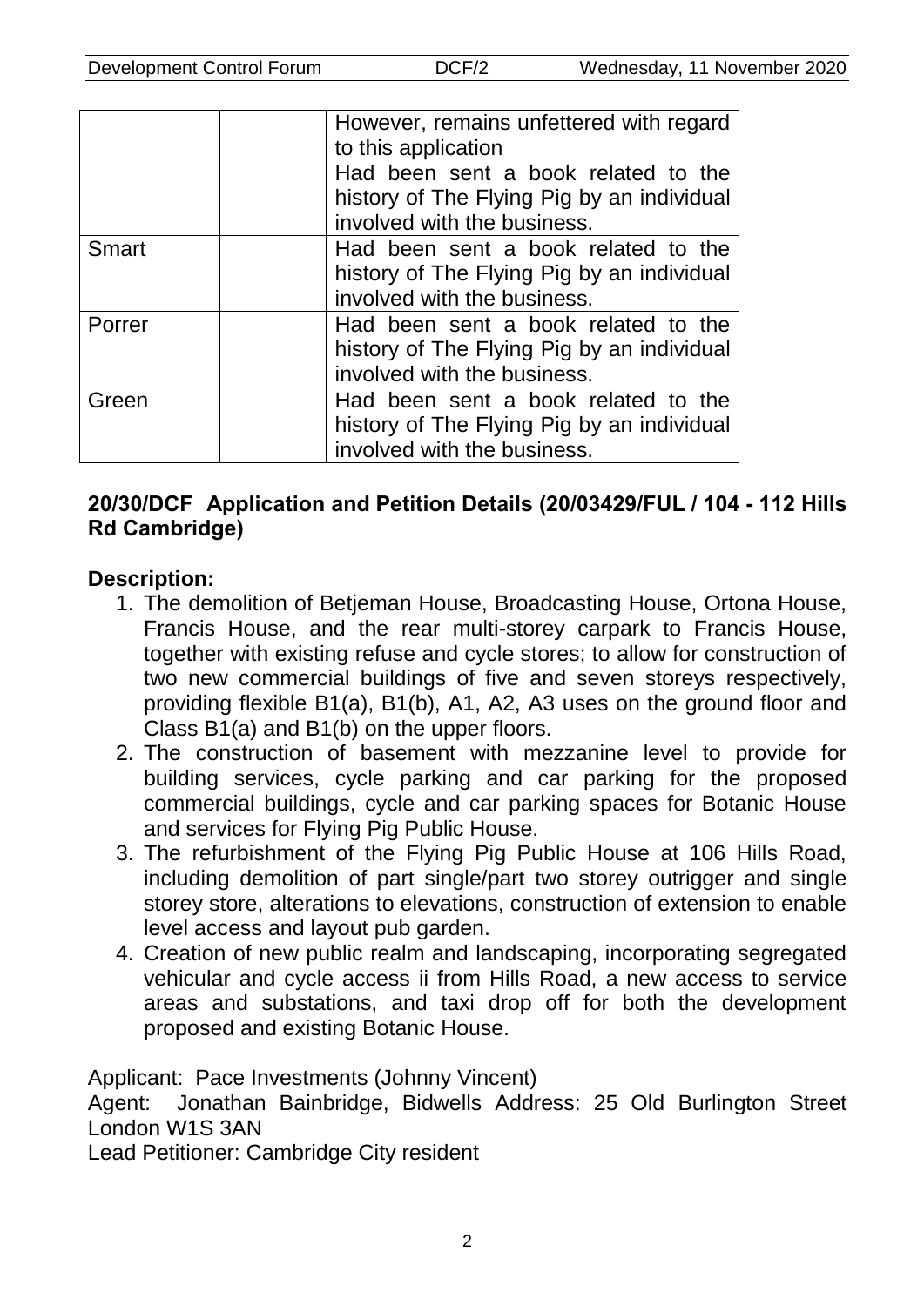| | | |
|---|---|---|
| | | However, remains unfettered with regard to this application<br>Had been sent a book related to the history of The Flying Pig by an individual involved with the business. |
| Smart | | Had been sent a book related to the history of The Flying Pig by an individual involved with the business. |
| Porrer | | Had been sent a book related to the history of The Flying Pig by an individual involved with the business. |
| Green | | Had been sent a book related to the history of The Flying Pig by an individual involved with the business. |

## 20/30/DCF Application and Petition Details (20/03429/FUL / 104 - 112 Hills Rd Cambridge)

### Description:

1. The demolition of Betjeman House, Broadcasting House, Ortona House, Francis House, and the rear multi-storey carpark to Francis House, together with existing refuse and cycle stores; to allow for construction of two new commercial buildings of five and seven storeys respectively, providing flexible B1(a), B1(b), A1, A2, A3 uses on the ground floor and Class B1(a) and B1(b) on the upper floors.
2. The construction of basement with mezzanine level to provide for building services, cycle parking and car parking for the proposed commercial buildings, cycle and car parking spaces for Botanic House and services for Flying Pig Public House.
3. The refurbishment of the Flying Pig Public House at 106 Hills Road, including demolition of part single/part two storey outrigger and single storey store, alterations to elevations, construction of extension to enable level access and layout pub garden.
4. Creation of new public realm and landscaping, incorporating segregated vehicular and cycle access ii from Hills Road, a new access to service areas and substations, and taxi drop off for both the development proposed and existing Botanic House.

Applicant: Pace Investments (Johnny Vincent)
Agent: Jonathan Bainbridge, Bidwells Address: 25 Old Burlington Street London W1S 3AN
Lead Petitioner: Cambridge City resident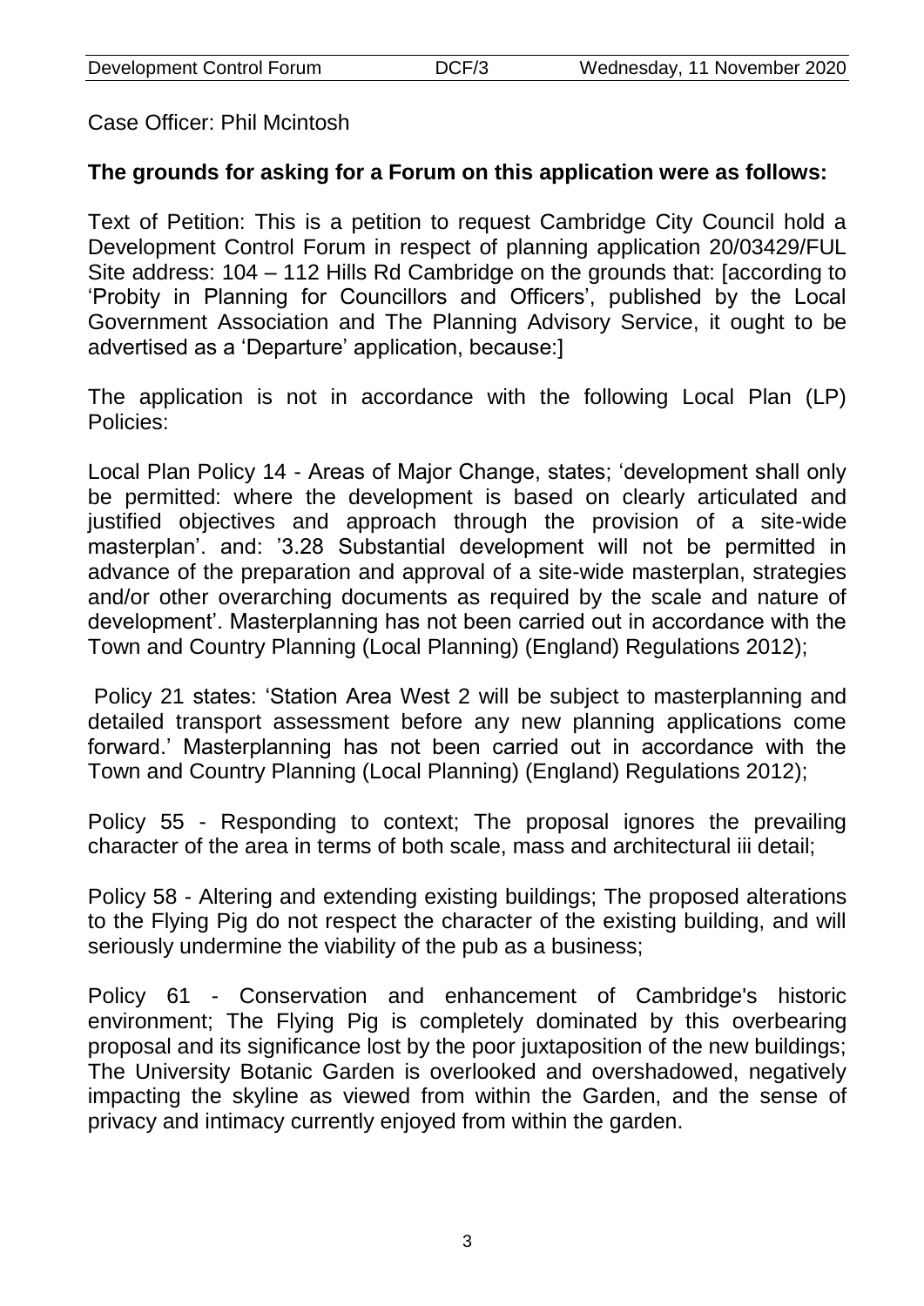Case Officer: Phil Mcintosh

**The grounds for asking for a Forum on this application were as follows:**

Text of Petition: This is a petition to request Cambridge City Council hold a Development Control Forum in respect of planning application 20/03429/FUL Site address: 104 – 112 Hills Rd Cambridge on the grounds that: [according to 'Probity in Planning for Councillors and Officers', published by the Local Government Association and The Planning Advisory Service, it ought to be advertised as a 'Departure' application, because:]

The application is not in accordance with the following Local Plan (LP) Policies:

Local Plan Policy 14 - Areas of Major Change, states; 'development shall only be permitted: where the development is based on clearly articulated and justified objectives and approach through the provision of a site-wide masterplan'. and: '3.28 Substantial development will not be permitted in advance of the preparation and approval of a site-wide masterplan, strategies and/or other overarching documents as required by the scale and nature of development'. Masterplanning has not been carried out in accordance with the Town and Country Planning (Local Planning) (England) Regulations 2012);

Policy 21 states: 'Station Area West 2 will be subject to masterplanning and detailed transport assessment before any new planning applications come forward.' Masterplanning has not been carried out in accordance with the Town and Country Planning (Local Planning) (England) Regulations 2012);

Policy 55 - Responding to context; The proposal ignores the prevailing character of the area in terms of both scale, mass and architectural iii detail;

Policy 58 - Altering and extending existing buildings; The proposed alterations to the Flying Pig do not respect the character of the existing building, and will seriously undermine the viability of the pub as a business;

Policy 61 - Conservation and enhancement of Cambridge's historic environment; The Flying Pig is completely dominated by this overbearing proposal and its significance lost by the poor juxtaposition of the new buildings; The University Botanic Garden is overlooked and overshadowed, negatively impacting the skyline as viewed from within the Garden, and the sense of privacy and intimacy currently enjoyed from within the garden.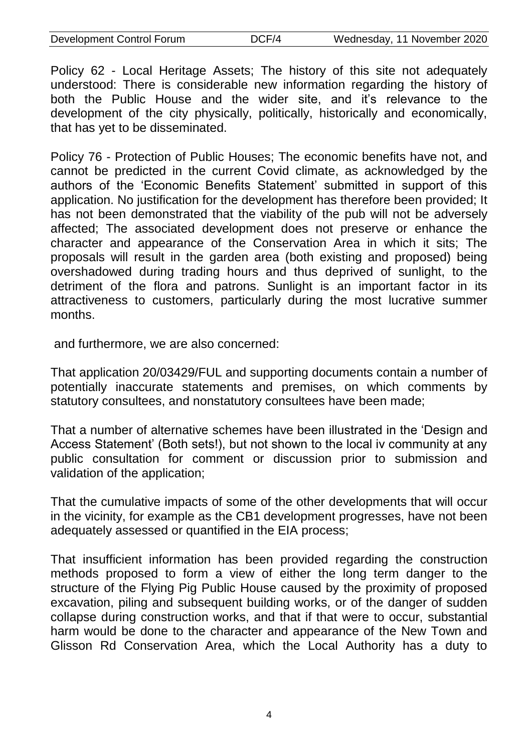Policy 62 - Local Heritage Assets; The history of this site not adequately understood: There is considerable new information regarding the history of both the Public House and the wider site, and it's relevance to the development of the city physically, politically, historically and economically, that has yet to be disseminated.

Policy 76 - Protection of Public Houses; The economic benefits have not, and cannot be predicted in the current Covid climate, as acknowledged by the authors of the 'Economic Benefits Statement' submitted in support of this application. No justification for the development has therefore been provided; It has not been demonstrated that the viability of the pub will not be adversely affected; The associated development does not preserve or enhance the character and appearance of the Conservation Area in which it sits; The proposals will result in the garden area (both existing and proposed) being overshadowed during trading hours and thus deprived of sunlight, to the detriment of the flora and patrons. Sunlight is an important factor in its attractiveness to customers, particularly during the most lucrative summer months.

and furthermore, we are also concerned:

That application 20/03429/FUL and supporting documents contain a number of potentially inaccurate statements and premises, on which comments by statutory consultees, and nonstatutory consultees have been made;

That a number of alternative schemes have been illustrated in the 'Design and Access Statement' (Both sets!), but not shown to the local iv community at any public consultation for comment or discussion prior to submission and validation of the application;

That the cumulative impacts of some of the other developments that will occur in the vicinity, for example as the CB1 development progresses, have not been adequately assessed or quantified in the EIA process;

That insufficient information has been provided regarding the construction methods proposed to form a view of either the long term danger to the structure of the Flying Pig Public House caused by the proximity of proposed excavation, piling and subsequent building works, or of the danger of sudden collapse during construction works, and that if that were to occur, substantial harm would be done to the character and appearance of the New Town and Glisson Rd Conservation Area, which the Local Authority has a duty to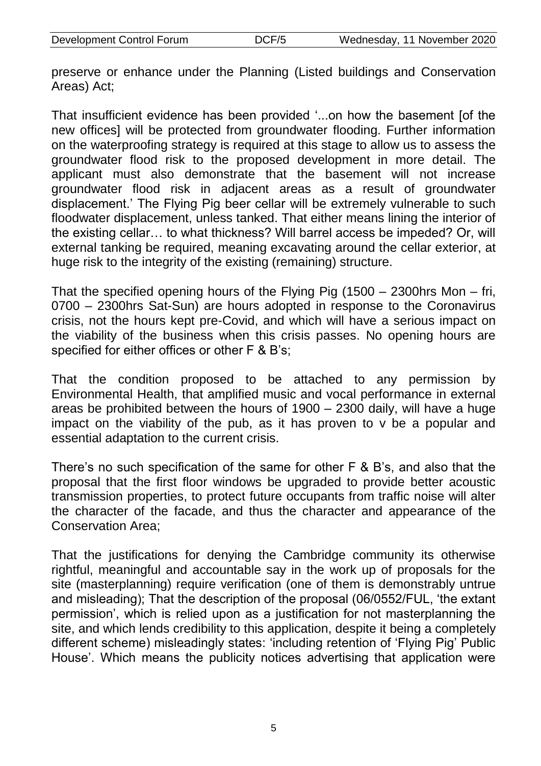preserve or enhance under the Planning (Listed buildings and Conservation Areas) Act;

That insufficient evidence has been provided '...on how the basement [of the new offices] will be protected from groundwater flooding. Further information on the waterproofing strategy is required at this stage to allow us to assess the groundwater flood risk to the proposed development in more detail. The applicant must also demonstrate that the basement will not increase groundwater flood risk in adjacent areas as a result of groundwater displacement.' The Flying Pig beer cellar will be extremely vulnerable to such floodwater displacement, unless tanked. That either means lining the interior of the existing cellar… to what thickness? Will barrel access be impeded? Or, will external tanking be required, meaning excavating around the cellar exterior, at huge risk to the integrity of the existing (remaining) structure.

That the specified opening hours of the Flying Pig (1500 – 2300hrs Mon – fri, 0700 – 2300hrs Sat-Sun) are hours adopted in response to the Coronavirus crisis, not the hours kept pre-Covid, and which will have a serious impact on the viability of the business when this crisis passes. No opening hours are specified for either offices or other F & B's;

That the condition proposed to be attached to any permission by Environmental Health, that amplified music and vocal performance in external areas be prohibited between the hours of 1900 – 2300 daily, will have a huge impact on the viability of the pub, as it has proven to v be a popular and essential adaptation to the current crisis.

There's no such specification of the same for other F & B's, and also that the proposal that the first floor windows be upgraded to provide better acoustic transmission properties, to protect future occupants from traffic noise will alter the character of the facade, and thus the character and appearance of the Conservation Area;

That the justifications for denying the Cambridge community its otherwise rightful, meaningful and accountable say in the work up of proposals for the site (masterplanning) require verification (one of them is demonstrably untrue and misleading); That the description of the proposal (06/0552/FUL, 'the extant permission', which is relied upon as a justification for not masterplanning the site, and which lends credibility to this application, despite it being a completely different scheme) misleadingly states: 'including retention of 'Flying Pig' Public House'. Which means the publicity notices advertising that application were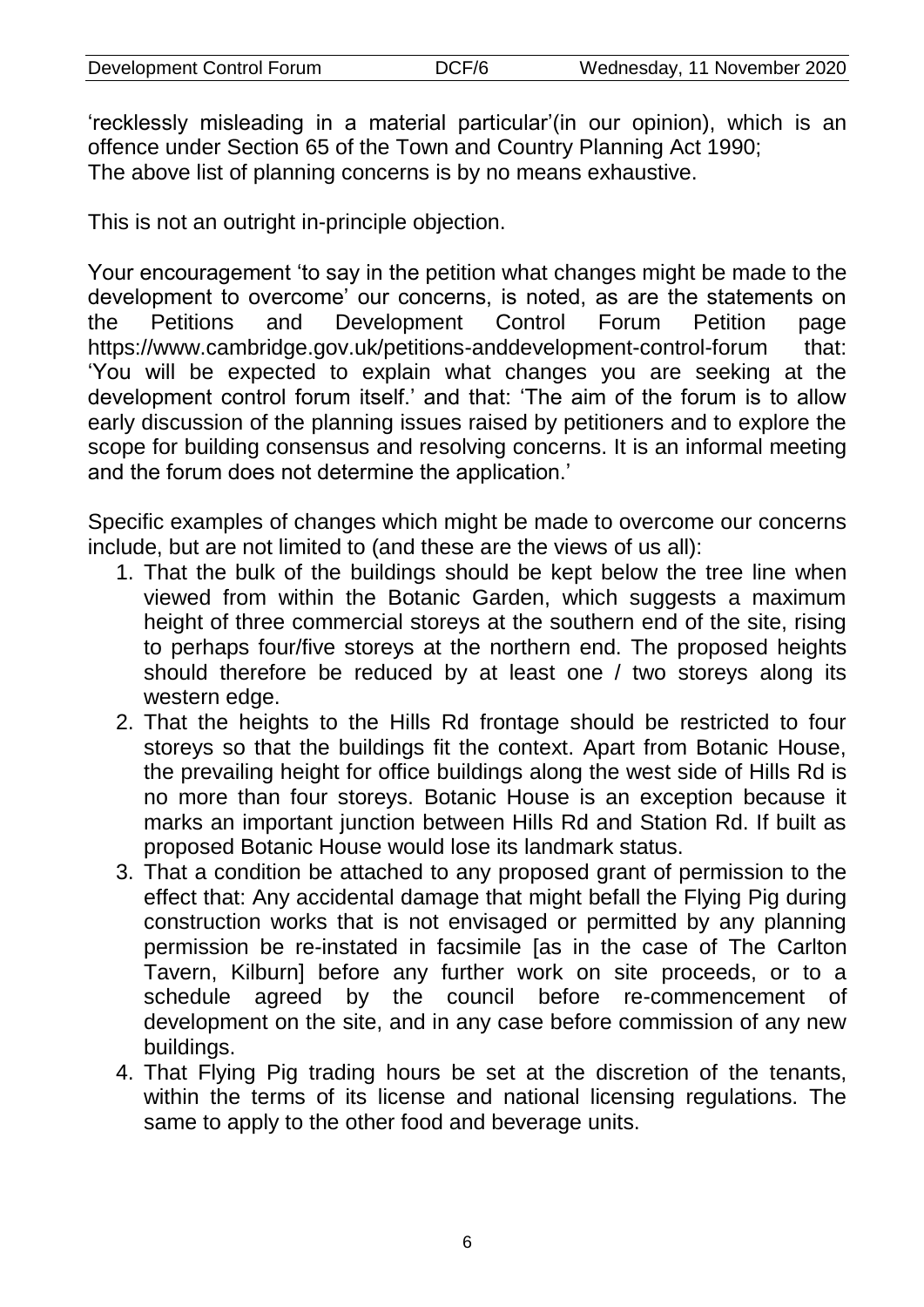'recklessly misleading in a material particular'(in our opinion), which is an offence under Section 65 of the Town and Country Planning Act 1990;
The above list of planning concerns is by no means exhaustive.

This is not an outright in-principle objection.

Your encouragement 'to say in the petition what changes might be made to the development to overcome' our concerns, is noted, as are the statements on the Petitions and Development Control Forum Petition page https://www.cambridge.gov.uk/petitions-anddevelopment-control-forum that: 'You will be expected to explain what changes you are seeking at the development control forum itself.' and that: 'The aim of the forum is to allow early discussion of the planning issues raised by petitioners and to explore the scope for building consensus and resolving concerns. It is an informal meeting and the forum does not determine the application.'

Specific examples of changes which might be made to overcome our concerns include, but are not limited to (and these are the views of us all):

1. That the bulk of the buildings should be kept below the tree line when viewed from within the Botanic Garden, which suggests a maximum height of three commercial storeys at the southern end of the site, rising to perhaps four/five storeys at the northern end. The proposed heights should therefore be reduced by at least one / two storeys along its western edge.
2. That the heights to the Hills Rd frontage should be restricted to four storeys so that the buildings fit the context. Apart from Botanic House, the prevailing height for office buildings along the west side of Hills Rd is no more than four storeys. Botanic House is an exception because it marks an important junction between Hills Rd and Station Rd. If built as proposed Botanic House would lose its landmark status.
3. That a condition be attached to any proposed grant of permission to the effect that: Any accidental damage that might befall the Flying Pig during construction works that is not envisaged or permitted by any planning permission be re-instated in facsimile [as in the case of The Carlton Tavern, Kilburn] before any further work on site proceeds, or to a schedule agreed by the council before re-commencement of development on the site, and in any case before commission of any new buildings.
4. That Flying Pig trading hours be set at the discretion of the tenants, within the terms of its license and national licensing regulations. The same to apply to the other food and beverage units.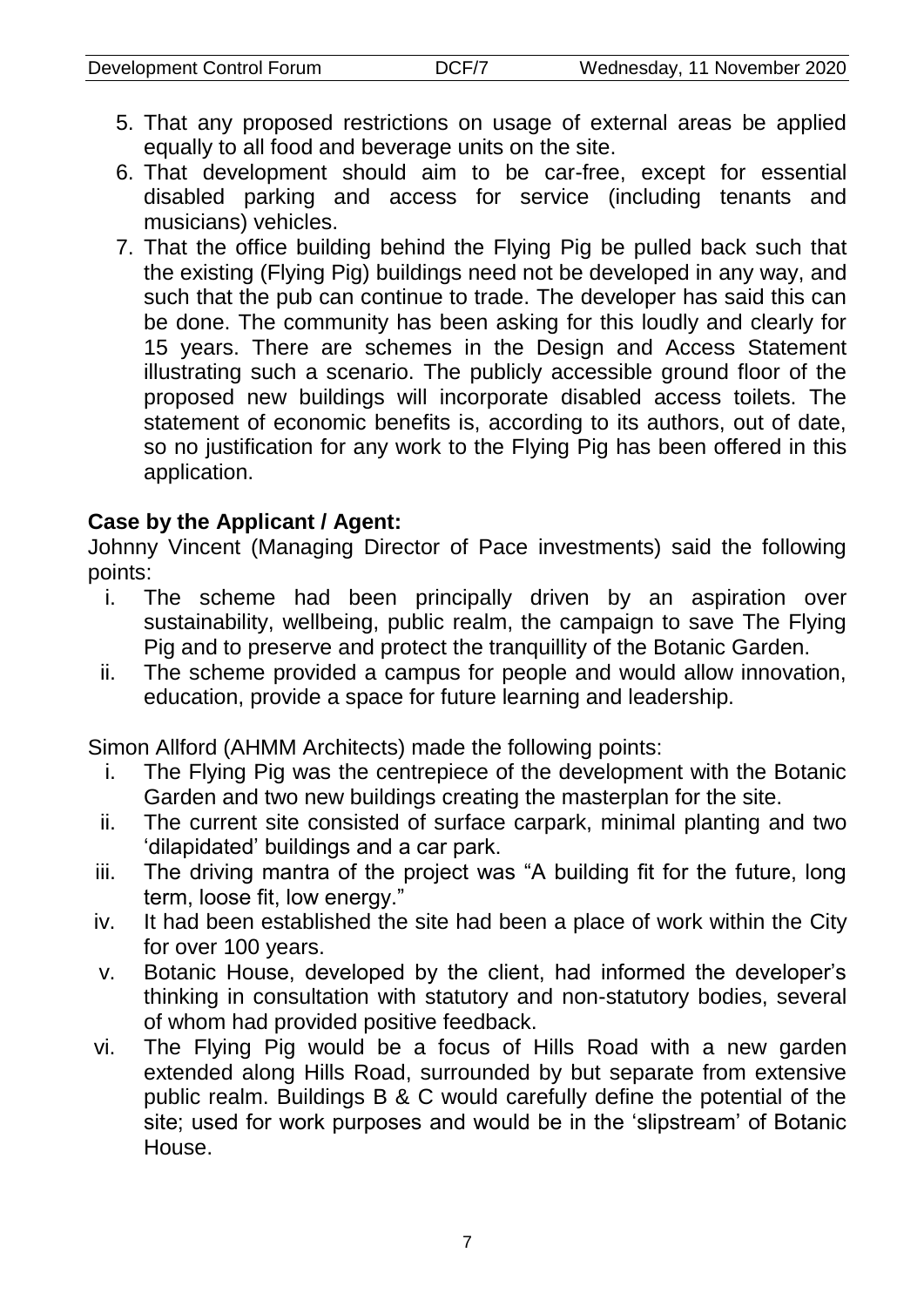5. That any proposed restrictions on usage of external areas be applied equally to all food and beverage units on the site.
6. That development should aim to be car-free, except for essential disabled parking and access for service (including tenants and musicians) vehicles.
7. That the office building behind the Flying Pig be pulled back such that the existing (Flying Pig) buildings need not be developed in any way, and such that the pub can continue to trade. The developer has said this can be done. The community has been asking for this loudly and clearly for 15 years. There are schemes in the Design and Access Statement illustrating such a scenario. The publicly accessible ground floor of the proposed new buildings will incorporate disabled access toilets. The statement of economic benefits is, according to its authors, out of date, so no justification for any work to the Flying Pig has been offered in this application.

**Case by the Applicant / Agent:**

Johnny Vincent (Managing Director of Pace investments) said the following points:

i. The scheme had been principally driven by an aspiration over sustainability, wellbeing, public realm, the campaign to save The Flying Pig and to preserve and protect the tranquillity of the Botanic Garden.
ii. The scheme provided a campus for people and would allow innovation, education, provide a space for future learning and leadership.

Simon Allford (AHMM Architects) made the following points:

i. The Flying Pig was the centrepiece of the development with the Botanic Garden and two new buildings creating the masterplan for the site.
ii. The current site consisted of surface carpark, minimal planting and two 'dilapidated' buildings and a car park.
iii. The driving mantra of the project was "A building fit for the future, long term, loose fit, low energy."
iv. It had been established the site had been a place of work within the City for over 100 years.
v. Botanic House, developed by the client, had informed the developer's thinking in consultation with statutory and non-statutory bodies, several of whom had provided positive feedback.
vi. The Flying Pig would be a focus of Hills Road with a new garden extended along Hills Road, surrounded by but separate from extensive public realm. Buildings B & C would carefully define the potential of the site; used for work purposes and would be in the 'slipstream' of Botanic House.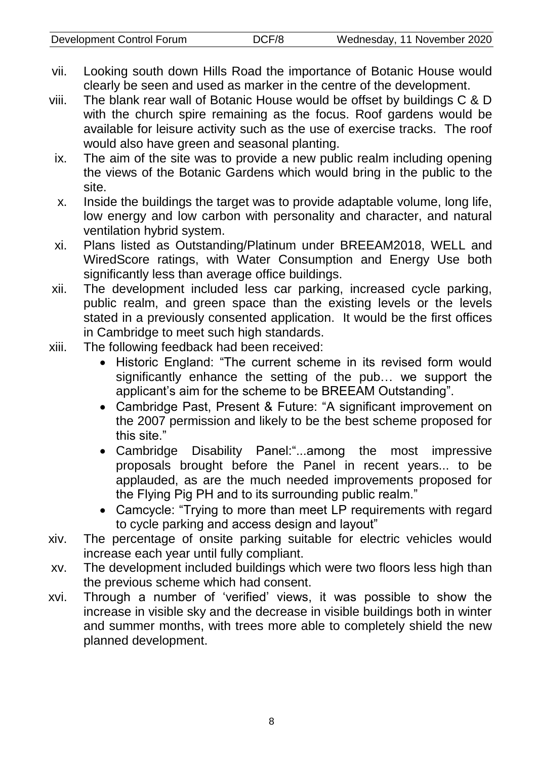vii. Looking south down Hills Road the importance of Botanic House would clearly be seen and used as marker in the centre of the development.

viii. The blank rear wall of Botanic House would be offset by buildings C & D with the church spire remaining as the focus. Roof gardens would be available for leisure activity such as the use of exercise tracks. The roof would also have green and seasonal planting.

ix. The aim of the site was to provide a new public realm including opening the views of the Botanic Gardens which would bring in the public to the site.

x. Inside the buildings the target was to provide adaptable volume, long life, low energy and low carbon with personality and character, and natural ventilation hybrid system.

xi. Plans listed as Outstanding/Platinum under BREEAM2018, WELL and WiredScore ratings, with Water Consumption and Energy Use both significantly less than average office buildings.

xii. The development included less car parking, increased cycle parking, public realm, and green space than the existing levels or the levels stated in a previously consented application. It would be the first offices in Cambridge to meet such high standards.

xiii. The following feedback had been received:

- Historic England: "The current scheme in its revised form would significantly enhance the setting of the pub… we support the applicant's aim for the scheme to be BREEAM Outstanding".
- Cambridge Past, Present & Future: "A significant improvement on the 2007 permission and likely to be the best scheme proposed for this site."
- Cambridge Disability Panel:"...among the most impressive proposals brought before the Panel in recent years... to be applauded, as are the much needed improvements proposed for the Flying Pig PH and to its surrounding public realm."
- Camcycle: "Trying to more than meet LP requirements with regard to cycle parking and access design and layout"

xiv. The percentage of onsite parking suitable for electric vehicles would increase each year until fully compliant.

xv. The development included buildings which were two floors less high than the previous scheme which had consent.

xvi. Through a number of 'verified' views, it was possible to show the increase in visible sky and the decrease in visible buildings both in winter and summer months, with trees more able to completely shield the new planned development.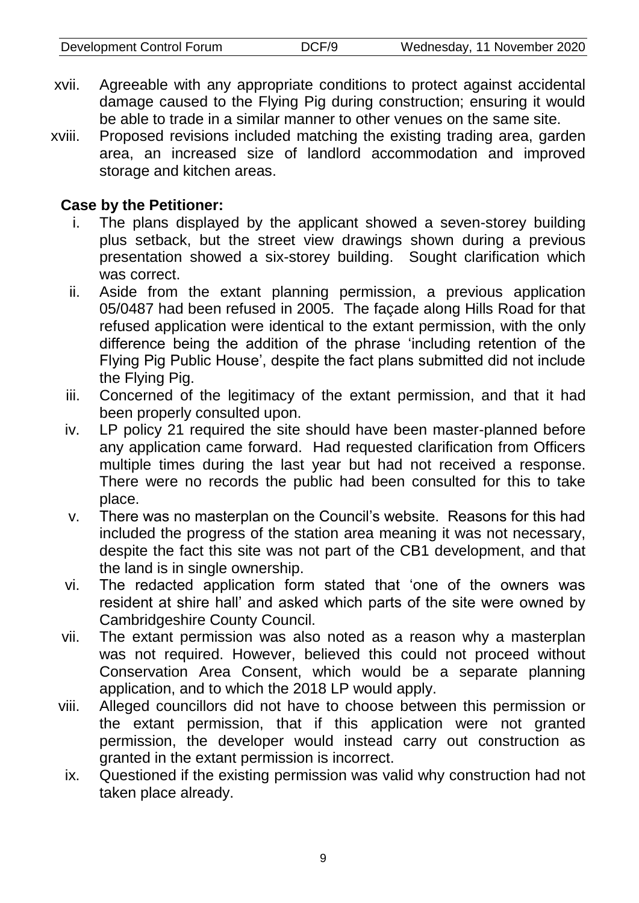xvii. Agreeable with any appropriate conditions to protect against accidental damage caused to the Flying Pig during construction; ensuring it would be able to trade in a similar manner to other venues on the same site.

xviii. Proposed revisions included matching the existing trading area, garden area, an increased size of landlord accommodation and improved storage and kitchen areas.

**Case by the Petitioner:**

i. The plans displayed by the applicant showed a seven-storey building plus setback, but the street view drawings shown during a previous presentation showed a six-storey building. Sought clarification which was correct.

ii. Aside from the extant planning permission, a previous application 05/0487 had been refused in 2005. The façade along Hills Road for that refused application were identical to the extant permission, with the only difference being the addition of the phrase 'including retention of the Flying Pig Public House', despite the fact plans submitted did not include the Flying Pig.

iii. Concerned of the legitimacy of the extant permission, and that it had been properly consulted upon.

iv. LP policy 21 required the site should have been master-planned before any application came forward. Had requested clarification from Officers multiple times during the last year but had not received a response. There were no records the public had been consulted for this to take place.

v. There was no masterplan on the Council's website. Reasons for this had included the progress of the station area meaning it was not necessary, despite the fact this site was not part of the CB1 development, and that the land is in single ownership.

vi. The redacted application form stated that 'one of the owners was resident at shire hall' and asked which parts of the site were owned by Cambridgeshire County Council.

vii. The extant permission was also noted as a reason why a masterplan was not required. However, believed this could not proceed without Conservation Area Consent, which would be a separate planning application, and to which the 2018 LP would apply.

viii. Alleged councillors did not have to choose between this permission or the extant permission, that if this application were not granted permission, the developer would instead carry out construction as granted in the extant permission is incorrect.

ix. Questioned if the existing permission was valid why construction had not taken place already.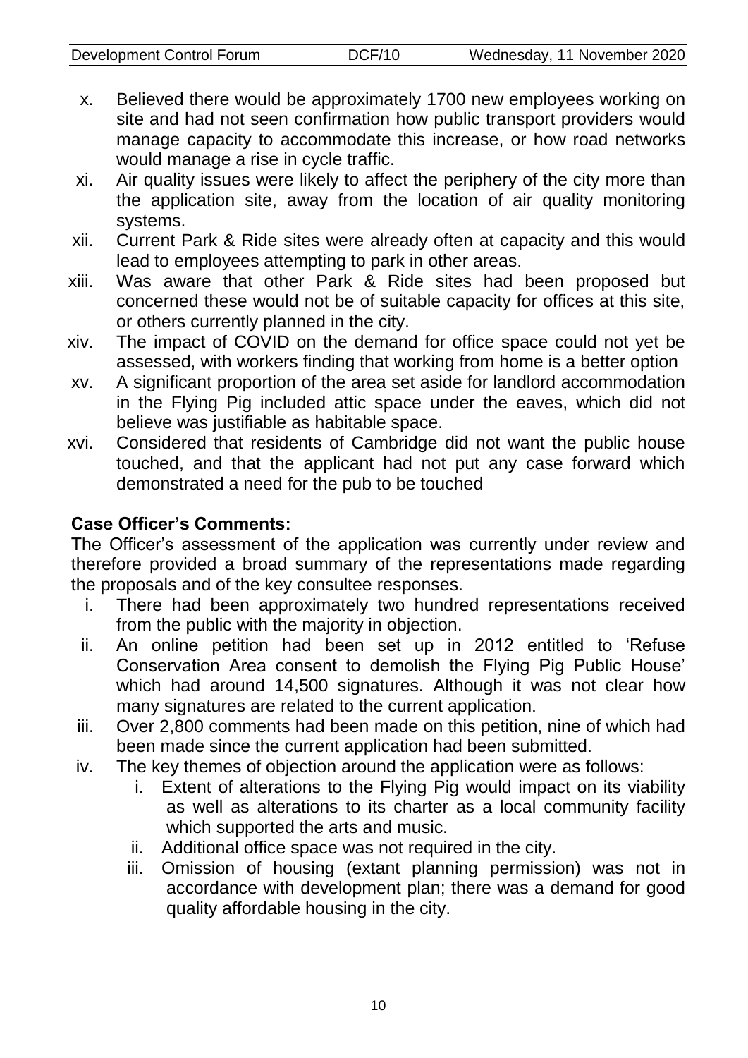x. Believed there would be approximately 1700 new employees working on site and had not seen confirmation how public transport providers would manage capacity to accommodate this increase, or how road networks would manage a rise in cycle traffic.

xi. Air quality issues were likely to affect the periphery of the city more than the application site, away from the location of air quality monitoring systems.

xii. Current Park & Ride sites were already often at capacity and this would lead to employees attempting to park in other areas.

xiii. Was aware that other Park & Ride sites had been proposed but concerned these would not be of suitable capacity for offices at this site, or others currently planned in the city.

xiv. The impact of COVID on the demand for office space could not yet be assessed, with workers finding that working from home is a better option

xv. A significant proportion of the area set aside for landlord accommodation in the Flying Pig included attic space under the eaves, which did not believe was justifiable as habitable space.

xvi. Considered that residents of Cambridge did not want the public house touched, and that the applicant had not put any case forward which demonstrated a need for the pub to be touched

**Case Officer's Comments:**

The Officer's assessment of the application was currently under review and therefore provided a broad summary of the representations made regarding the proposals and of the key consultee responses.

i. There had been approximately two hundred representations received from the public with the majority in objection.

ii. An online petition had been set up in 2012 entitled to 'Refuse Conservation Area consent to demolish the Flying Pig Public House' which had around 14,500 signatures. Although it was not clear how many signatures are related to the current application.

iii. Over 2,800 comments had been made on this petition, nine of which had been made since the current application had been submitted.

iv. The key themes of objection around the application were as follows:

   i. Extent of alterations to the Flying Pig would impact on its viability as well as alterations to its charter as a local community facility which supported the arts and music.

   ii. Additional office space was not required in the city.

   iii. Omission of housing (extant planning permission) was not in accordance with development plan; there was a demand for good quality affordable housing in the city.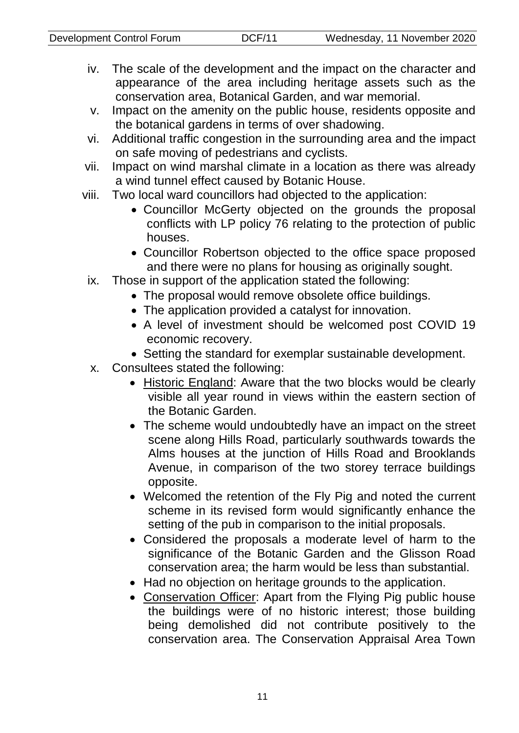iv. The scale of the development and the impact on the character and appearance of the area including heritage assets such as the conservation area, Botanical Garden, and war memorial.

v. Impact on the amenity on the public house, residents opposite and the botanical gardens in terms of over shadowing.

vi. Additional traffic congestion in the surrounding area and the impact on safe moving of pedestrians and cyclists.

vii. Impact on wind marshal climate in a location as there was already a wind tunnel effect caused by Botanic House.

viii. Two local ward councillors had objected to the application:
   - Councillor McGerty objected on the grounds the proposal conflicts with LP policy 76 relating to the protection of public houses.
   - Councillor Robertson objected to the office space proposed and there were no plans for housing as originally sought.

ix. Those in support of the application stated the following:
   - The proposal would remove obsolete office buildings.
   - The application provided a catalyst for innovation.
   - A level of investment should be welcomed post COVID 19 economic recovery.
   - Setting the standard for exemplar sustainable development.

x. Consultees stated the following:
   - Historic England: Aware that the two blocks would be clearly visible all year round in views within the eastern section of the Botanic Garden.
   - The scheme would undoubtedly have an impact on the street scene along Hills Road, particularly southwards towards the Alms houses at the junction of Hills Road and Brooklands Avenue, in comparison of the two storey terrace buildings opposite.
   - Welcomed the retention of the Fly Pig and noted the current scheme in its revised form would significantly enhance the setting of the pub in comparison to the initial proposals.
   - Considered the proposals a moderate level of harm to the significance of the Botanic Garden and the Glisson Road conservation area; the harm would be less than substantial.
   - Had no objection on heritage grounds to the application.
   - Conservation Officer: Apart from the Flying Pig public house the buildings were of no historic interest; those building being demolished did not contribute positively to the conservation area. The Conservation Appraisal Area Town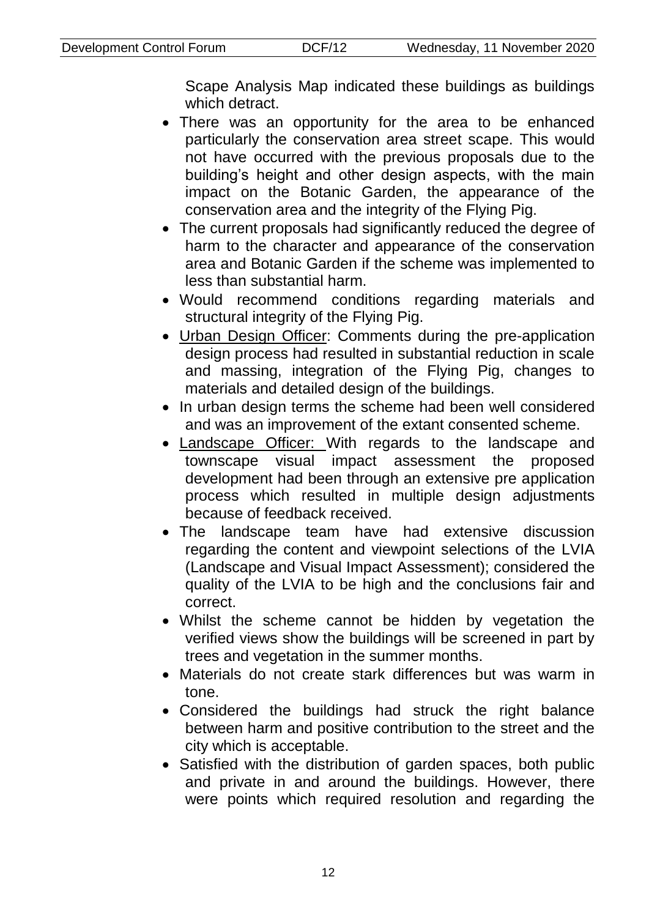Scape Analysis Map indicated these buildings as buildings which detract.

- There was an opportunity for the area to be enhanced particularly the conservation area street scape. This would not have occurred with the previous proposals due to the building's height and other design aspects, with the main impact on the Botanic Garden, the appearance of the conservation area and the integrity of the Flying Pig.
- The current proposals had significantly reduced the degree of harm to the character and appearance of the conservation area and Botanic Garden if the scheme was implemented to less than substantial harm.
- Would recommend conditions regarding materials and structural integrity of the Flying Pig.
- Urban Design Officer: Comments during the pre-application design process had resulted in substantial reduction in scale and massing, integration of the Flying Pig, changes to materials and detailed design of the buildings.
- In urban design terms the scheme had been well considered and was an improvement of the extant consented scheme.
- Landscape Officer: With regards to the landscape and townscape visual impact assessment the proposed development had been through an extensive pre application process which resulted in multiple design adjustments because of feedback received.
- The landscape team have had extensive discussion regarding the content and viewpoint selections of the LVIA (Landscape and Visual Impact Assessment); considered the quality of the LVIA to be high and the conclusions fair and correct.
- Whilst the scheme cannot be hidden by vegetation the verified views show the buildings will be screened in part by trees and vegetation in the summer months.
- Materials do not create stark differences but was warm in tone.
- Considered the buildings had struck the right balance between harm and positive contribution to the street and the city which is acceptable.
- Satisfied with the distribution of garden spaces, both public and private in and around the buildings. However, there were points which required resolution and regarding the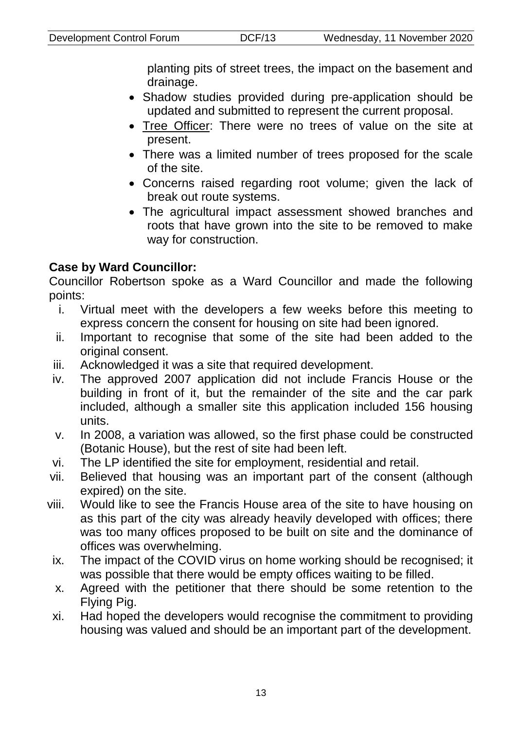planting pits of street trees, the impact on the basement and drainage.

- Shadow studies provided during pre-application should be updated and submitted to represent the current proposal.
- Tree Officer: There were no trees of value on the site at present.
- There was a limited number of trees proposed for the scale of the site.
- Concerns raised regarding root volume; given the lack of break out route systems.
- The agricultural impact assessment showed branches and roots that have grown into the site to be removed to make way for construction.

**Case by Ward Councillor:**

Councillor Robertson spoke as a Ward Councillor and made the following points:

i. Virtual meet with the developers a few weeks before this meeting to express concern the consent for housing on site had been ignored.
ii. Important to recognise that some of the site had been added to the original consent.
iii. Acknowledged it was a site that required development.
iv. The approved 2007 application did not include Francis House or the building in front of it, but the remainder of the site and the car park included, although a smaller site this application included 156 housing units.
v. In 2008, a variation was allowed, so the first phase could be constructed (Botanic House), but the rest of site had been left.
vi. The LP identified the site for employment, residential and retail.
vii. Believed that housing was an important part of the consent (although expired) on the site.
viii. Would like to see the Francis House area of the site to have housing on as this part of the city was already heavily developed with offices; there was too many offices proposed to be built on site and the dominance of offices was overwhelming.
ix. The impact of the COVID virus on home working should be recognised; it was possible that there would be empty offices waiting to be filled.
x. Agreed with the petitioner that there should be some retention to the Flying Pig.
xi. Had hoped the developers would recognise the commitment to providing housing was valued and should be an important part of the development.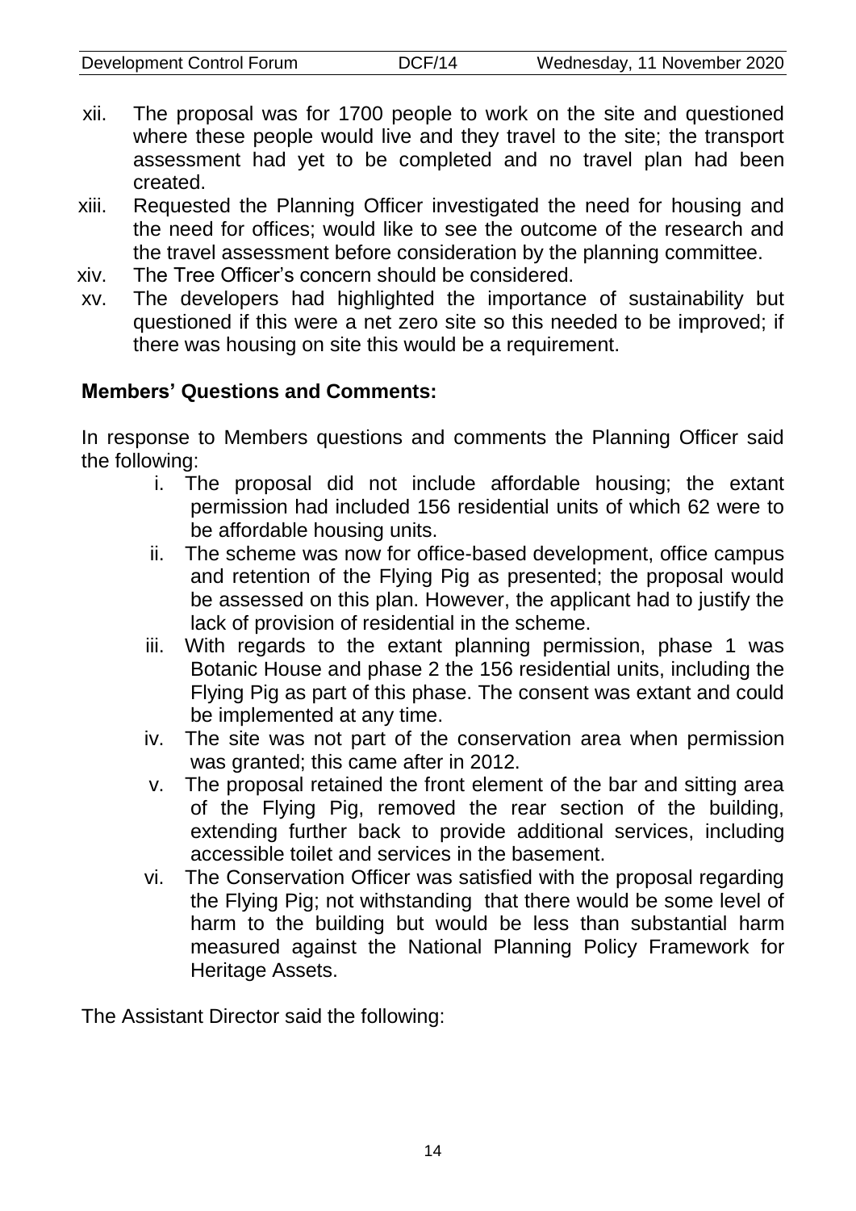xii. The proposal was for 1700 people to work on the site and questioned where these people would live and they travel to the site; the transport assessment had yet to be completed and no travel plan had been created.

xiii. Requested the Planning Officer investigated the need for housing and the need for offices; would like to see the outcome of the research and the travel assessment before consideration by the planning committee.

xiv. The Tree Officer's concern should be considered.

xv. The developers had highlighted the importance of sustainability but questioned if this were a net zero site so this needed to be improved; if there was housing on site this would be a requirement.

**Members' Questions and Comments:**

In response to Members questions and comments the Planning Officer said the following:

i. The proposal did not include affordable housing; the extant permission had included 156 residential units of which 62 were to be affordable housing units.

ii. The scheme was now for office-based development, office campus and retention of the Flying Pig as presented; the proposal would be assessed on this plan. However, the applicant had to justify the lack of provision of residential in the scheme.

iii. With regards to the extant planning permission, phase 1 was Botanic House and phase 2 the 156 residential units, including the Flying Pig as part of this phase. The consent was extant and could be implemented at any time.

iv. The site was not part of the conservation area when permission was granted; this came after in 2012.

v. The proposal retained the front element of the bar and sitting area of the Flying Pig, removed the rear section of the building, extending further back to provide additional services, including accessible toilet and services in the basement.

vi. The Conservation Officer was satisfied with the proposal regarding the Flying Pig; not withstanding that there would be some level of harm to the building but would be less than substantial harm measured against the National Planning Policy Framework for Heritage Assets.

The Assistant Director said the following: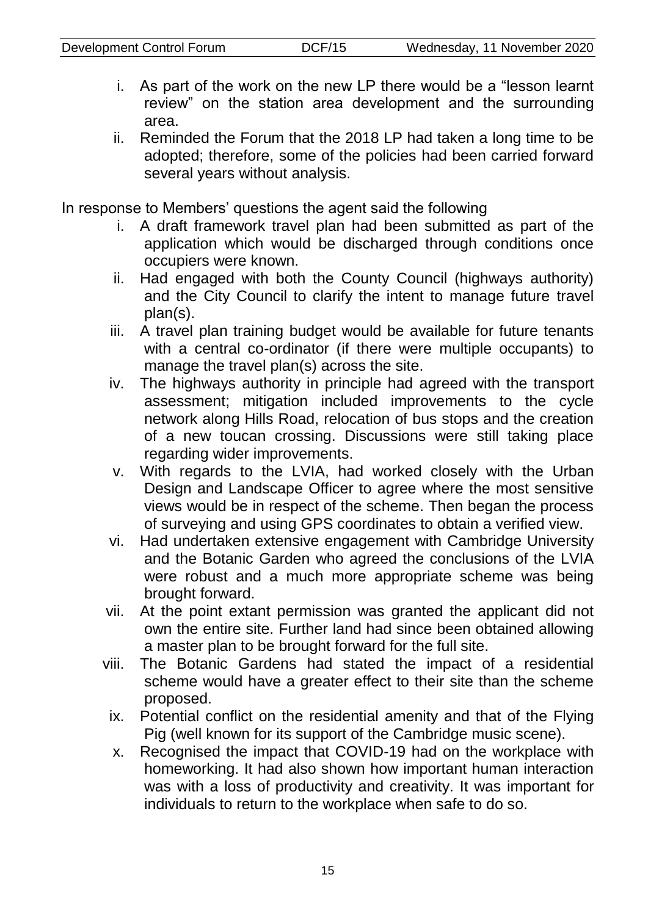- i. As part of the work on the new LP there would be a "lesson learnt review" on the station area development and the surrounding area.
- ii. Reminded the Forum that the 2018 LP had taken a long time to be adopted; therefore, some of the policies had been carried forward several years without analysis.

In response to Members' questions the agent said the following

- i. A draft framework travel plan had been submitted as part of the application which would be discharged through conditions once occupiers were known.
- ii. Had engaged with both the County Council (highways authority) and the City Council to clarify the intent to manage future travel plan(s).
- iii. A travel plan training budget would be available for future tenants with a central co-ordinator (if there were multiple occupants) to manage the travel plan(s) across the site.
- iv. The highways authority in principle had agreed with the transport assessment; mitigation included improvements to the cycle network along Hills Road, relocation of bus stops and the creation of a new toucan crossing. Discussions were still taking place regarding wider improvements.
- v. With regards to the LVIA, had worked closely with the Urban Design and Landscape Officer to agree where the most sensitive views would be in respect of the scheme. Then began the process of surveying and using GPS coordinates to obtain a verified view.
- vi. Had undertaken extensive engagement with Cambridge University and the Botanic Garden who agreed the conclusions of the LVIA were robust and a much more appropriate scheme was being brought forward.
- vii. At the point extant permission was granted the applicant did not own the entire site. Further land had since been obtained allowing a master plan to be brought forward for the full site.
- viii. The Botanic Gardens had stated the impact of a residential scheme would have a greater effect to their site than the scheme proposed.
- ix. Potential conflict on the residential amenity and that of the Flying Pig (well known for its support of the Cambridge music scene).
- x. Recognised the impact that COVID-19 had on the workplace with homeworking. It had also shown how important human interaction was with a loss of productivity and creativity. It was important for individuals to return to the workplace when safe to do so.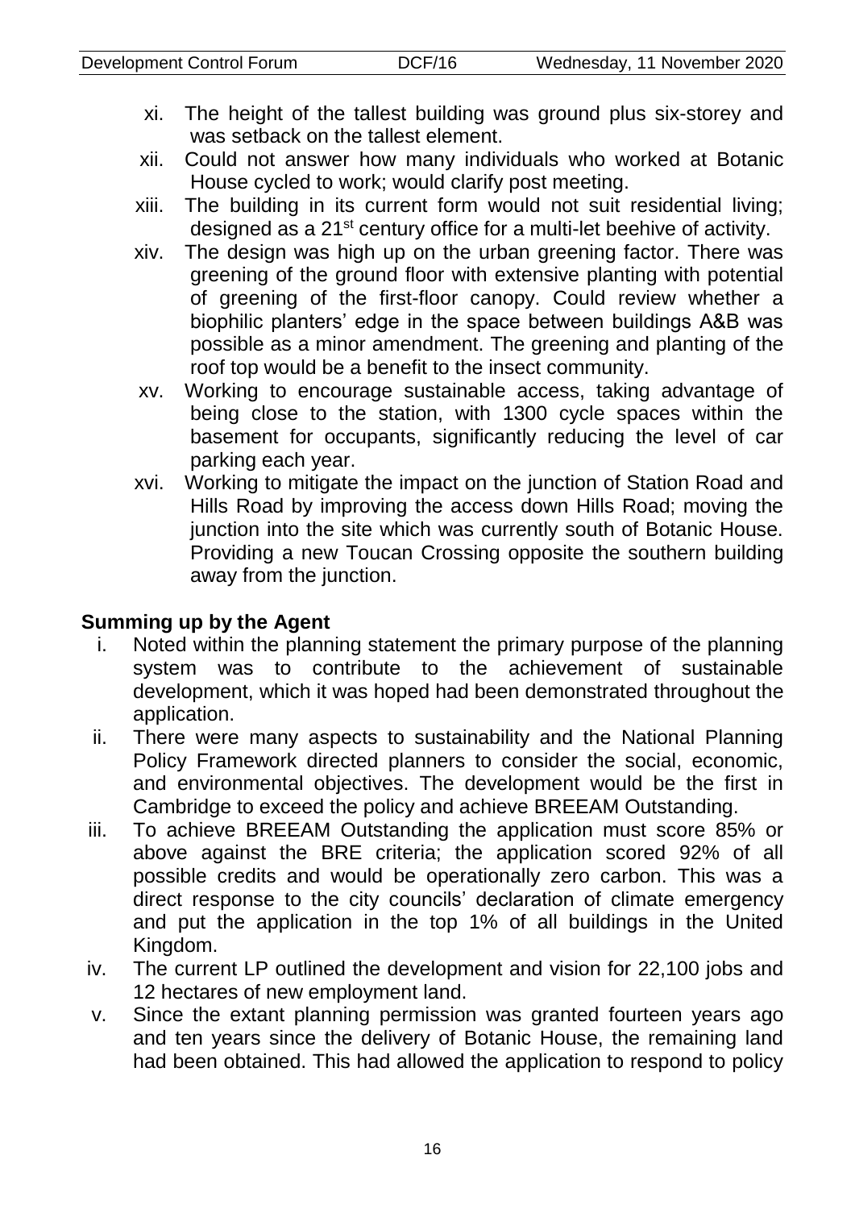xi. The height of the tallest building was ground plus six-storey and was setback on the tallest element.

xii. Could not answer how many individuals who worked at Botanic House cycled to work; would clarify post meeting.

xiii. The building in its current form would not suit residential living; designed as a 21st century office for a multi-let beehive of activity.

xiv. The design was high up on the urban greening factor. There was greening of the ground floor with extensive planting with potential of greening of the first-floor canopy. Could review whether a biophilic planters' edge in the space between buildings A&B was possible as a minor amendment. The greening and planting of the roof top would be a benefit to the insect community.

xv. Working to encourage sustainable access, taking advantage of being close to the station, with 1300 cycle spaces within the basement for occupants, significantly reducing the level of car parking each year.

xvi. Working to mitigate the impact on the junction of Station Road and Hills Road by improving the access down Hills Road; moving the junction into the site which was currently south of Botanic House. Providing a new Toucan Crossing opposite the southern building away from the junction.

**Summing up by the Agent**

i. Noted within the planning statement the primary purpose of the planning system was to contribute to the achievement of sustainable development, which it was hoped had been demonstrated throughout the application.

ii. There were many aspects to sustainability and the National Planning Policy Framework directed planners to consider the social, economic, and environmental objectives. The development would be the first in Cambridge to exceed the policy and achieve BREEAM Outstanding.

iii. To achieve BREEAM Outstanding the application must score 85% or above against the BRE criteria; the application scored 92% of all possible credits and would be operationally zero carbon. This was a direct response to the city councils' declaration of climate emergency and put the application in the top 1% of all buildings in the United Kingdom.

iv. The current LP outlined the development and vision for 22,100 jobs and 12 hectares of new employment land.

v. Since the extant planning permission was granted fourteen years ago and ten years since the delivery of Botanic House, the remaining land had been obtained. This had allowed the application to respond to policy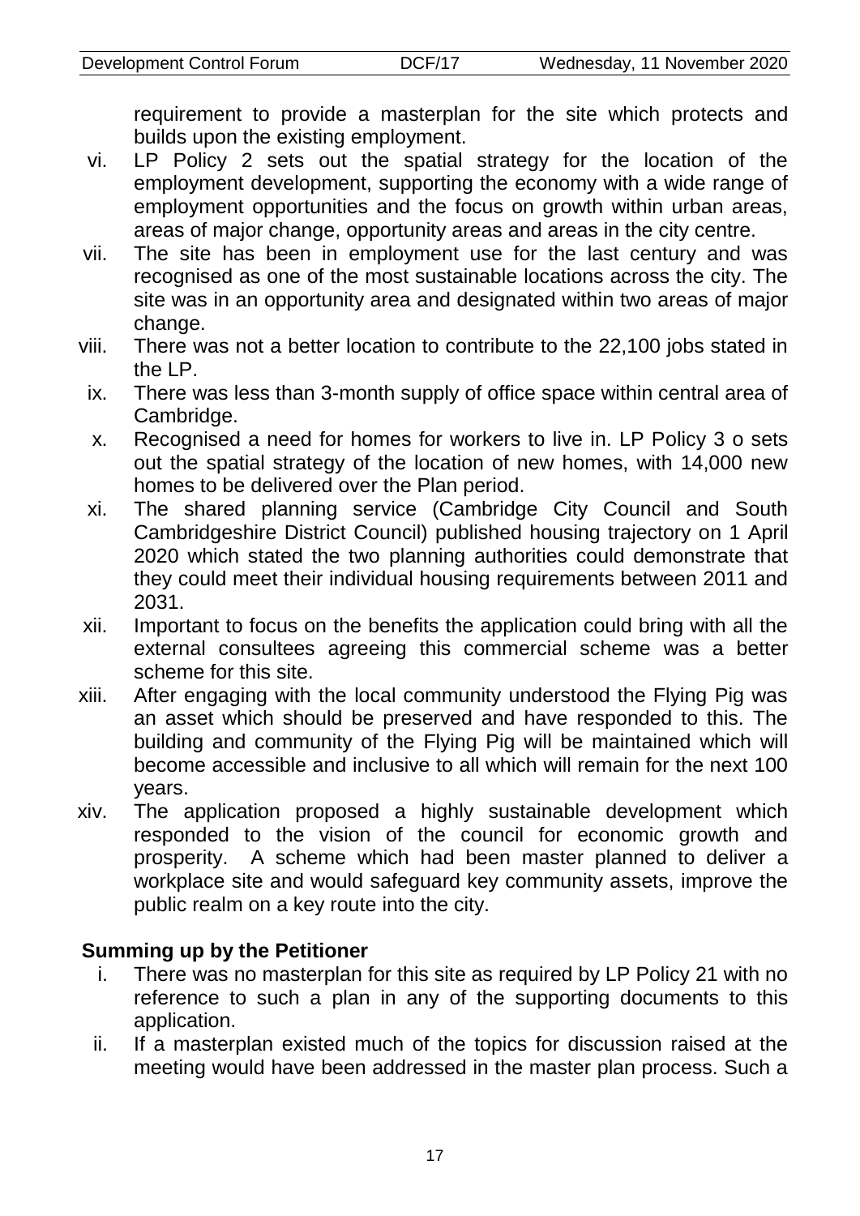requirement to provide a masterplan for the site which protects and builds upon the existing employment.

vi. LP Policy 2 sets out the spatial strategy for the location of the employment development, supporting the economy with a wide range of employment opportunities and the focus on growth within urban areas, areas of major change, opportunity areas and areas in the city centre.

vii. The site has been in employment use for the last century and was recognised as one of the most sustainable locations across the city. The site was in an opportunity area and designated within two areas of major change.

viii. There was not a better location to contribute to the 22,100 jobs stated in the LP.

ix. There was less than 3-month supply of office space within central area of Cambridge.

x. Recognised a need for homes for workers to live in. LP Policy 3 o sets out the spatial strategy of the location of new homes, with 14,000 new homes to be delivered over the Plan period.

xi. The shared planning service (Cambridge City Council and South Cambridgeshire District Council) published housing trajectory on 1 April 2020 which stated the two planning authorities could demonstrate that they could meet their individual housing requirements between 2011 and 2031.

xii. Important to focus on the benefits the application could bring with all the external consultees agreeing this commercial scheme was a better scheme for this site.

xiii. After engaging with the local community understood the Flying Pig was an asset which should be preserved and have responded to this. The building and community of the Flying Pig will be maintained which will become accessible and inclusive to all which will remain for the next 100 years.

xiv. The application proposed a highly sustainable development which responded to the vision of the council for economic growth and prosperity. A scheme which had been master planned to deliver a workplace site and would safeguard key community assets, improve the public realm on a key route into the city.

**Summing up by the Petitioner**

i. There was no masterplan for this site as required by LP Policy 21 with no reference to such a plan in any of the supporting documents to this application.

ii. If a masterplan existed much of the topics for discussion raised at the meeting would have been addressed in the master plan process. Such a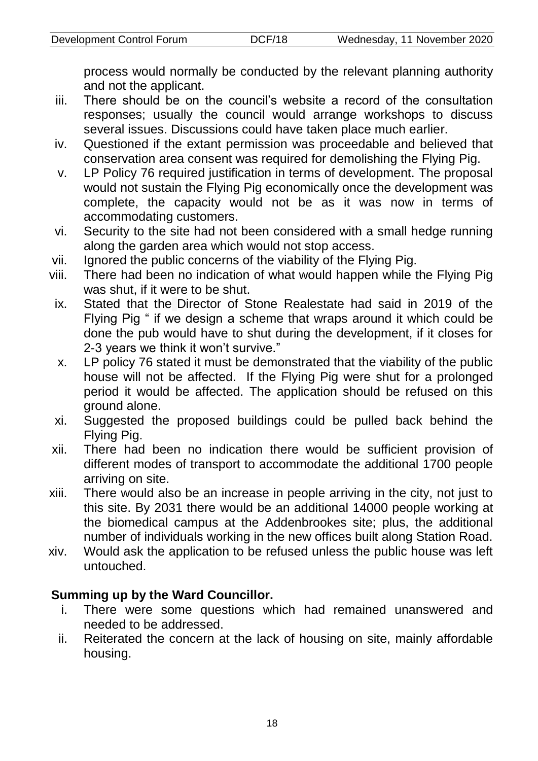process would normally be conducted by the relevant planning authority and not the applicant.

iii. There should be on the council's website a record of the consultation responses; usually the council would arrange workshops to discuss several issues. Discussions could have taken place much earlier.
iv. Questioned if the extant permission was proceedable and believed that conservation area consent was required for demolishing the Flying Pig.
v. LP Policy 76 required justification in terms of development. The proposal would not sustain the Flying Pig economically once the development was complete, the capacity would not be as it was now in terms of accommodating customers.
vi. Security to the site had not been considered with a small hedge running along the garden area which would not stop access.
vii. Ignored the public concerns of the viability of the Flying Pig.
viii. There had been no indication of what would happen while the Flying Pig was shut, if it were to be shut.
ix. Stated that the Director of Stone Realestate had said in 2019 of the Flying Pig " if we design a scheme that wraps around it which could be done the pub would have to shut during the development, if it closes for 2-3 years we think it won't survive."
x. LP policy 76 stated it must be demonstrated that the viability of the public house will not be affected. If the Flying Pig were shut for a prolonged period it would be affected. The application should be refused on this ground alone.
xi. Suggested the proposed buildings could be pulled back behind the Flying Pig.
xii. There had been no indication there would be sufficient provision of different modes of transport to accommodate the additional 1700 people arriving on site.
xiii. There would also be an increase in people arriving in the city, not just to this site. By 2031 there would be an additional 14000 people working at the biomedical campus at the Addenbrookes site; plus, the additional number of individuals working in the new offices built along Station Road.
xiv. Would ask the application to be refused unless the public house was left untouched.

**Summing up by the Ward Councillor.**

i. There were some questions which had remained unanswered and needed to be addressed.
ii. Reiterated the concern at the lack of housing on site, mainly affordable housing.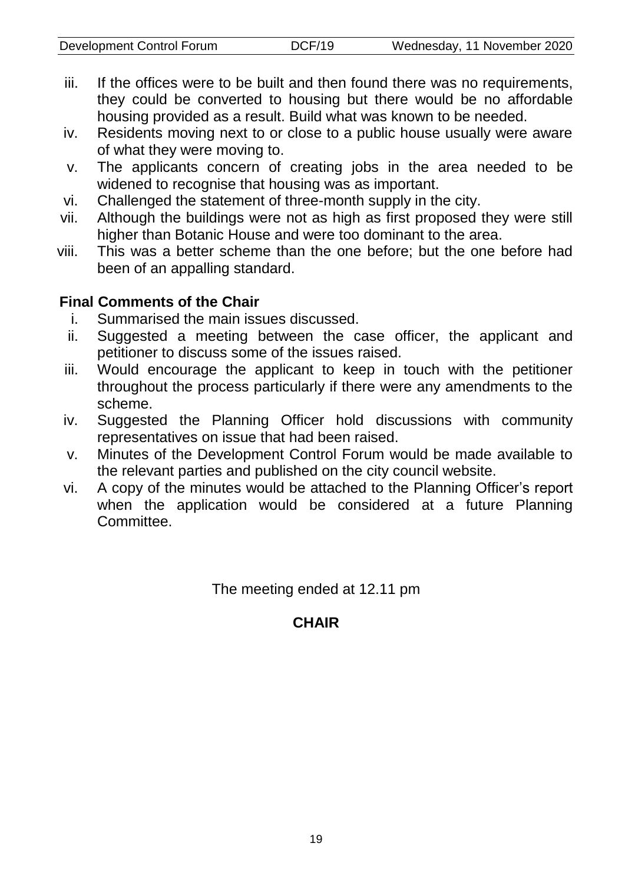iii. If the offices were to be built and then found there was no requirements, they could be converted to housing but there would be no affordable housing provided as a result. Build what was known to be needed.
iv. Residents moving next to or close to a public house usually were aware of what they were moving to.
v. The applicants concern of creating jobs in the area needed to be widened to recognise that housing was as important.
vi. Challenged the statement of three-month supply in the city.
vii. Although the buildings were not as high as first proposed they were still higher than Botanic House and were too dominant to the area.
viii. This was a better scheme than the one before; but the one before had been of an appalling standard.

**Final Comments of the Chair**

i. Summarised the main issues discussed.
ii. Suggested a meeting between the case officer, the applicant and petitioner to discuss some of the issues raised.
iii. Would encourage the applicant to keep in touch with the petitioner throughout the process particularly if there were any amendments to the scheme.
iv. Suggested the Planning Officer hold discussions with community representatives on issue that had been raised.
v. Minutes of the Development Control Forum would be made available to the relevant parties and published on the city council website.
vi. A copy of the minutes would be attached to the Planning Officer's report when the application would be considered at a future Planning Committee.

The meeting ended at 12.11 pm

**CHAIR**